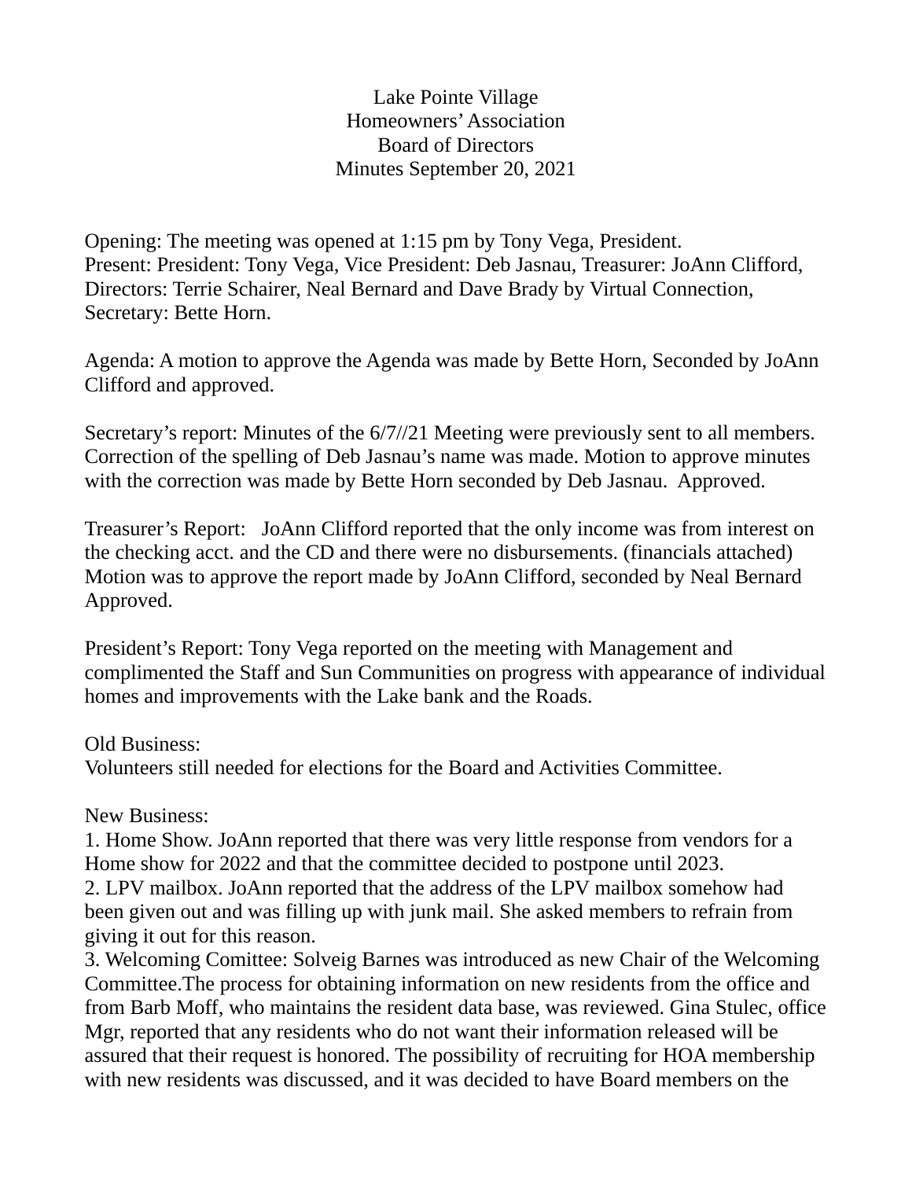# Lake Pointe Village
## Homeowners' Association
## Board of Directors
## Minutes September 20, 2021

Opening: The meeting was opened at 1:15 pm by Tony Vega, President.
Present: President: Tony Vega, Vice President: Deb Jasnau, Treasurer: JoAnn Clifford, Directors: Terrie Schairer, Neal Bernard and Dave Brady by Virtual Connection, Secretary: Bette Horn.

Agenda: A motion to approve the Agenda was made by Bette Horn, Seconded by JoAnn Clifford and approved.

Secretary's report: Minutes of the 6/7//21 Meeting were previously sent to all members. Correction of the spelling of Deb Jasnau's name was made. Motion to approve minutes with the correction was made by Bette Horn seconded by Deb Jasnau. Approved.

Treasurer's Report: JoAnn Clifford reported that the only income was from interest on the checking acct. and the CD and there were no disbursements. (financials attached) Motion was to approve the report made by JoAnn Clifford, seconded by Neal Bernard Approved.

President's Report: Tony Vega reported on the meeting with Management and complimented the Staff and Sun Communities on progress with appearance of individual homes and improvements with the Lake bank and the Roads.

Old Business:
Volunteers still needed for elections for the Board and Activities Committee.

New Business:
1. Home Show. JoAnn reported that there was very little response from vendors for a Home show for 2022 and that the committee decided to postpone until 2023.
2. LPV mailbox. JoAnn reported that the address of the LPV mailbox somehow had been given out and was filling up with junk mail. She asked members to refrain from giving it out for this reason.
3. Welcoming Comittee: Solveig Barnes was introduced as new Chair of the Welcoming Committee.The process for obtaining information on new residents from the office and from Barb Moff, who maintains the resident data base, was reviewed. Gina Stulec, office Mgr, reported that any residents who do not want their information released will be assured that their request is honored. The possibility of recruiting for HOA membership with new residents was discussed, and it was decided to have Board members on the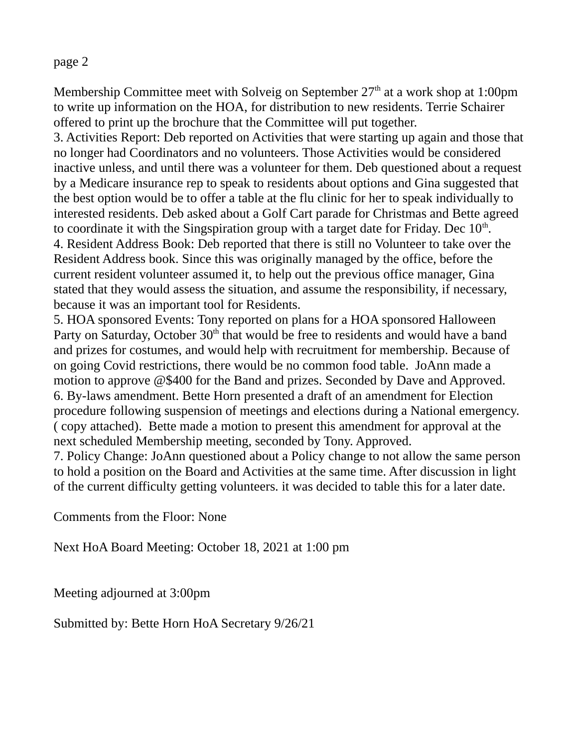Membership Committee meet with Solveig on September 27th at a work shop at 1:00pm to write up information on the HOA, for distribution to new residents. Terrie Schairer offered to print up the brochure that the Committee will put together.

3. Activities Report: Deb reported on Activities that were starting up again and those that no longer had Coordinators and no volunteers. Those Activities would be considered inactive unless, and until there was a volunteer for them. Deb questioned about a request by a Medicare insurance rep to speak to residents about options and Gina suggested that the best option would be to offer a table at the flu clinic for her to speak individually to interested residents. Deb asked about a Golf Cart parade for Christmas and Bette agreed to coordinate it with the Singspiration group with a target date for Friday. Dec 10th.

4. Resident Address Book: Deb reported that there is still no Volunteer to take over the Resident Address book. Since this was originally managed by the office, before the current resident volunteer assumed it, to help out the previous office manager, Gina stated that they would assess the situation, and assume the responsibility, if necessary, because it was an important tool for Residents.

5. HOA sponsored Events: Tony reported on plans for a HOA sponsored Halloween Party on Saturday, October 30th that would be free to residents and would have a band and prizes for costumes, and would help with recruitment for membership. Because of on going Covid restrictions, there would be no common food table. JoAnn made a motion to approve @$400 for the Band and prizes. Seconded by Dave and Approved.

6. By-laws amendment. Bette Horn presented a draft of an amendment for Election procedure following suspension of meetings and elections during a National emergency. ( copy attached). Bette made a motion to present this amendment for approval at the next scheduled Membership meeting, seconded by Tony. Approved.

7. Policy Change: JoAnn questioned about a Policy change to not allow the same person to hold a position on the Board and Activities at the same time. After discussion in light of the current difficulty getting volunteers. it was decided to table this for a later date.

Comments from the Floor: None

Next HoA Board Meeting: October 18, 2021 at 1:00 pm

Meeting adjourned at 3:00pm

Submitted by: Bette Horn HoA Secretary 9/26/21